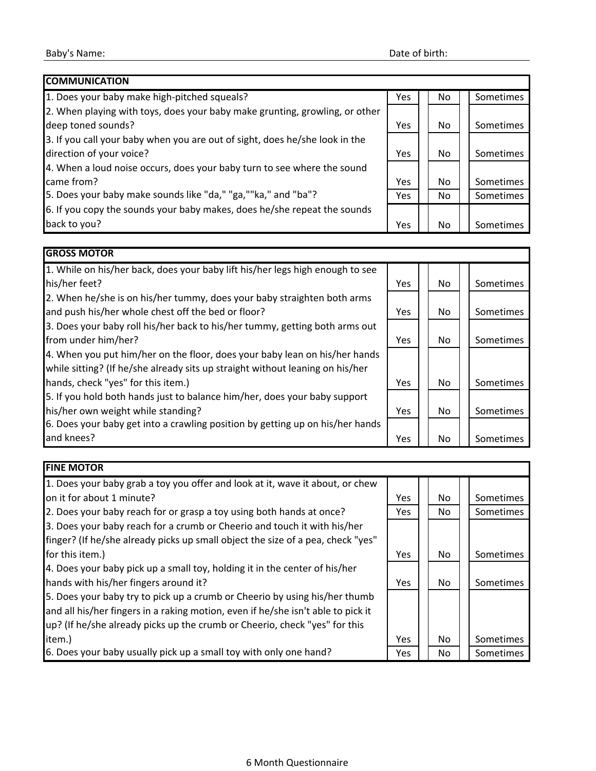Baby's Name: Date of birth:

| COMMUNICATION | | | |
|---|---|---|---|
| 1. Does your baby make high-pitched squeals? | Yes | No | Sometimes |
| 2. When playing with toys, does your baby make grunting, growling, or other deep toned sounds? | Yes | No | Sometimes |
| 3. If you call your baby when you are out of sight, does he/she look in the direction of your voice? | Yes | No | Sometimes |
| 4. When a loud noise occurs, does your baby turn to see where the sound came from? | Yes | No | Sometimes |
| 5. Does your baby make sounds like "da," "ga,""ka," and "ba"? | Yes | No | Sometimes |
| 6. If you copy the sounds your baby makes, does he/she repeat the sounds back to you? | Yes | No | Sometimes |

| GROSS MOTOR | | | |
|---|---|---|---|
| 1. While on his/her back, does your baby lift his/her legs high enough to see his/her feet? | Yes | No | Sometimes |
| 2. When he/she is on his/her tummy, does your baby straighten both arms and push his/her whole chest off the bed or floor? | Yes | No | Sometimes |
| 3. Does your baby roll his/her back to his/her tummy, getting both arms out from under him/her? | Yes | No | Sometimes |
| 4. When you put him/her on the floor, does your baby lean on his/her hands while sitting? (If he/she already sits up straight without leaning on his/her hands, check "yes" for this item.) | Yes | No | Sometimes |
| 5. If you hold both hands just to balance him/her, does your baby support his/her own weight while standing? | Yes | No | Sometimes |
| 6. Does your baby get into a crawling position by getting up on his/her hands and knees? | Yes | No | Sometimes |

| FINE MOTOR | | | |
|---|---|---|---|
| 1. Does your baby grab a toy you offer and look at it, wave it about, or chew on it for about 1 minute? | Yes | No | Sometimes |
| 2. Does your baby reach for or grasp a toy using both hands at once? | Yes | No | Sometimes |
| 3. Does your baby reach for a crumb or Cheerio and touch it with his/her finger? (If he/she already picks up small object the size of a pea, check "yes" for this item.) | Yes | No | Sometimes |
| 4. Does your baby pick up a small toy, holding it in the center of his/her hands with his/her fingers around it? | Yes | No | Sometimes |
| 5. Does your baby try to pick up a crumb or Cheerio by using his/her thumb and all his/her fingers in a raking motion, even if he/she isn't able to pick it up? (If he/she already picks up the crumb or Cheerio, check "yes" for this item.) | Yes | No | Sometimes |
| 6. Does your baby usually pick up a small toy with only one hand? | Yes | No | Sometimes |

6 Month Questionnaire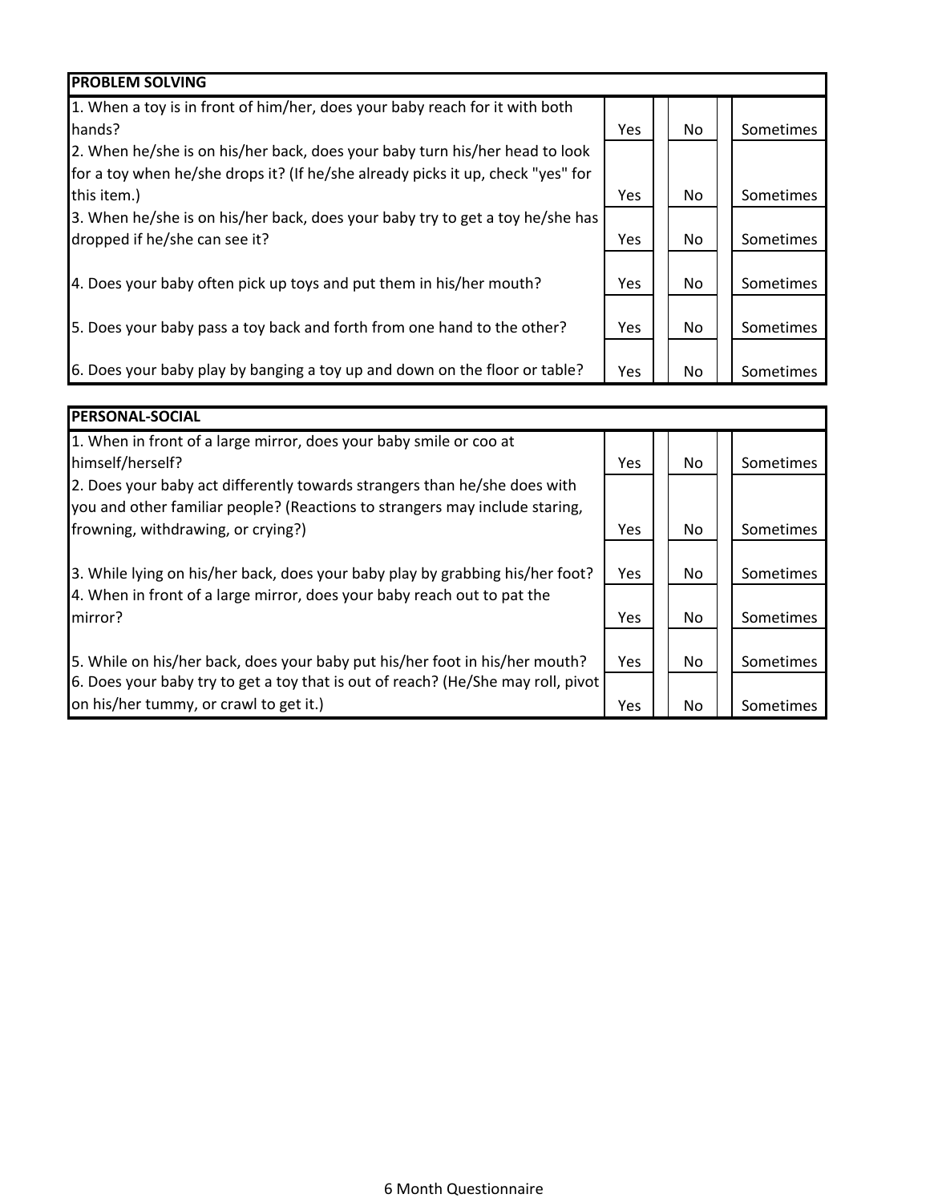| PROBLEM SOLVING | | | | | |
|---|---|---|---|---|---|
| 1. When a toy is in front of him/her, does your baby reach for it with both hands? | Yes | | No | | Sometimes |
| 2. When he/she is on his/her back, does your baby turn his/her head to look for a toy when he/she drops it? (If he/she already picks it up, check "yes" for this item.) | Yes | | No | | Sometimes |
| 3. When he/she is on his/her back, does your baby try to get a toy he/she has dropped if he/she can see it? | Yes | | No | | Sometimes |
| 4. Does your baby often pick up toys and put them in his/her mouth? | Yes | | No | | Sometimes |
| 5. Does your baby pass a toy back and forth from one hand to the other? | Yes | | No | | Sometimes |
| 6. Does your baby play by banging a toy up and down on the floor or table? | Yes | | No | | Sometimes |

| PERSONAL-SOCIAL | | | | | |
|---|---|---|---|---|---|
| 1. When in front of a large mirror, does your baby smile or coo at himself/herself? | Yes | | No | | Sometimes |
| 2. Does your baby act differently towards strangers than he/she does with you and other familiar people? (Reactions to strangers may include staring, frowning, withdrawing, or crying?) | Yes | | No | | Sometimes |
| 3. While lying on his/her back, does your baby play by grabbing his/her foot? | Yes | | No | | Sometimes |
| 4. When in front of a large mirror, does your baby reach out to pat the mirror? | Yes | | No | | Sometimes |
| 5. While on his/her back, does your baby put his/her foot in his/her mouth? | Yes | | No | | Sometimes |
| 6. Does your baby try to get a toy that is out of reach? (He/She may roll, pivot on his/her tummy, or crawl to get it.) | Yes | | No | | Sometimes |